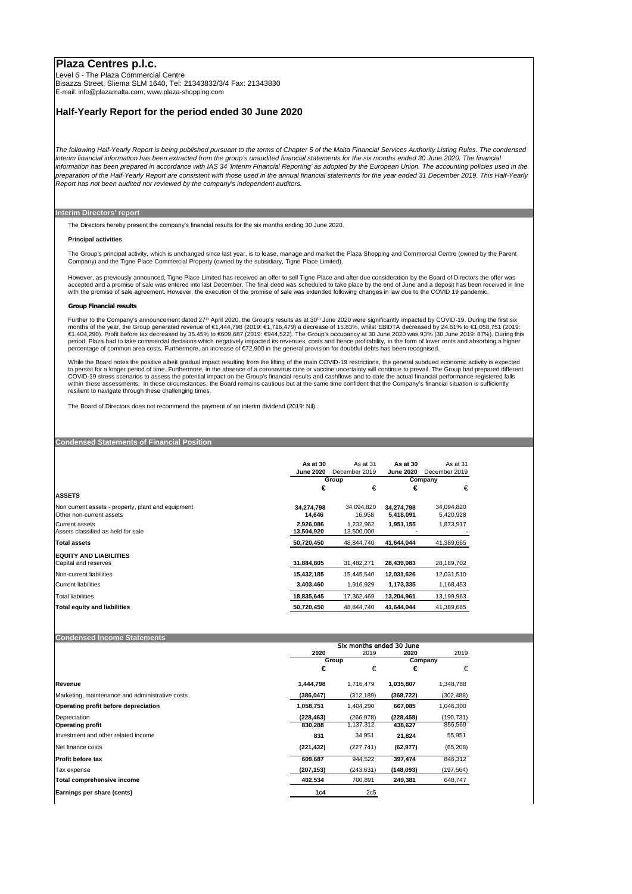# Plaza Centres p.l.c.

Level 6 - The Plaza Commercial Centre
Bisazza Street, Sliema SLM 1640, Tel: 21343832/3/4 Fax: 21343830
E-mail: info@plazamalta.com; www.plaza-shopping.com

## Half-Yearly Report for the period ended 30 June 2020

*The following Half-Yearly Report is being published pursuant to the terms of Chapter 5 of the Malta Financial Services Authority Listing Rules. The condensed interim financial information has been extracted from the group's unaudited financial statements for the six months ended 30 June 2020. The financial information has been prepared in accordance with IAS 34 'Interim Financial Reporting' as adopted by the European Union. The accounting policies used in the preparation of the Half-Yearly Report are consistent with those used in the annual financial statements for the year ended 31 December 2019. This Half-Yearly Report has not been audited nor reviewed by the company's independent auditors.*

### Interim Directors' report

The Directors hereby present the company's financial results for the six months ending 30 June 2020.

**Principal activities**

The Group's principal activity, which is unchanged since last year, is to lease, manage and market the Plaza Shopping and Commercial Centre (owned by the Parent Company) and the Tigne Place Commercial Property (owned by the subsidiary, Tigne Place Limited).

However, as previously announced, Tigne Place Limited has received an offer to sell Tigne Place and after due consideration by the Board of Directors the offer was accepted and a promise of sale was entered into last December. The final deed was scheduled to take place by the end of June and a deposit has been received in line with the promise of sale agreement. However, the execution of the promise of sale was extended following changes in law due to the COVID 19 pandemic.

**Group Financial results**

Further to the Company's announcement dated 27th April 2020, the Group's results as at 30th June 2020 were significantly impacted by COVID-19. During the first six months of the year, the Group generated revenue of €1,444,798 (2019: €1,716,479) a decrease of 15.83%, whilst EBITDA decreased by 24.61% to €1,058,751 (2019: €1,404,290). Profit before tax decreased by 35.45% to €609,687 (2019: €944,522). The Group's occupancy at 30 June 2020 was 93% (30 June 2019: 87%). During this period, Plaza had to take commercial decisions which negatively impacted its revenues, costs and hence profitability, in the form of lower rents and absorbing a higher percentage of common area costs. Furthermore, an increase of €72,900 in the general provision for doubtful debts has been recognised.

While the Board notes the positive albeit gradual impact resulting from the lifting of the main COVID-19 restrictions, the general subdued economic activity is expected to persist for a longer period of time. Furthermore, in the absence of a coronavirus cure or vaccine uncertainty will continue to prevail. The Group had prepared different COVID-19 stress scenarios to assess the potential impact on the Group's financial results and cashflows and to date the actual financial performance registered falls within these assessments. In these circumstances, the Board remains cautious but at the same time confident that the Company's financial situation is sufficiently resilient to navigate through these challenging times.

The Board of Directors does not recommend the payment of an interim dividend (2019: Nil).

### Condensed Statements of Financial Position

| | As at 30 June 2020 | As at 31 December 2019 | As at 30 June 2020 | As at 31 December 2019 |
|---|---|---|---|---|
| | Group | | Company | |
| | € | € | € | € |
| **ASSETS** | | | | |
| Non current assets - property, plant and equipment | **34,274,798** | 34,094,820 | **34,274,798** | 34,094,820 |
| Other non-current assets | **14,646** | 16,958 | **5,418,091** | 5,420,928 |
| Current assets | **2,926,086** | 1,232,962 | **1,951,155** | 1,873,917 |
| Assets classified as held for sale | **13,504,920** | 13,500,000 | **-** | - |
| **Total assets** | **50,720,450** | 48,844,740 | **41,644,044** | 41,389,665 |
| **EQUITY AND LIABILITIES** | | | | |
| Capital and reserves | **31,884,805** | 31,482,271 | **28,439,083** | 28,189,702 |
| Non-current liabilities | **15,432,185** | 15,445,540 | **12,031,626** | 12,031,510 |
| Current liabilities | **3,403,460** | 1,916,929 | **1,173,335** | 1,168,453 |
| Total liabilities | **18,835,645** | 17,362,469 | **13,204,961** | 13,199,963 |
| **Total equity and liabilities** | **50,720,450** | 48,844,740 | **41,644,044** | 41,389,665 |

### Condensed Income Statements

| | Six months ended 30 June | | | |
|---|---|---|---|---|
| | 2020 | 2019 | 2020 | 2019 |
| | Group | | Company | |
| | € | € | € | € |
| **Revenue** | **1,444,798** | 1,716,479 | **1,035,807** | 1,348,788 |
| Marketing, maintenance and administrative costs | **(386,047)** | (312,189) | **(368,722)** | (302,488) |
| **Operating profit before depreciation** | **1,058,751** | 1,404,290 | **667,085** | 1,046,300 |
| Depreciation | **(228,463)** | (266,978) | **(228,458)** | (190,731) |
| **Operating profit** | **830,288** | 1,137,312 | **438,627** | 855,569 |
| Investment and other related income | **831** | 34,951 | **21,824** | 55,951 |
| Net finance costs | **(221,432)** | (227,741) | **(62,977)** | (65,208) |
| **Profit before tax** | **609,687** | 944,522 | **397,474** | 846,312 |
| Tax expense | **(207,153)** | (243,631) | **(148,093)** | (197,564) |
| **Total comprehensive income** | **402,534** | 700,891 | **249,381** | 648,747 |
| **Earnings per share (cents)** | **1c4** | 2c5 | | |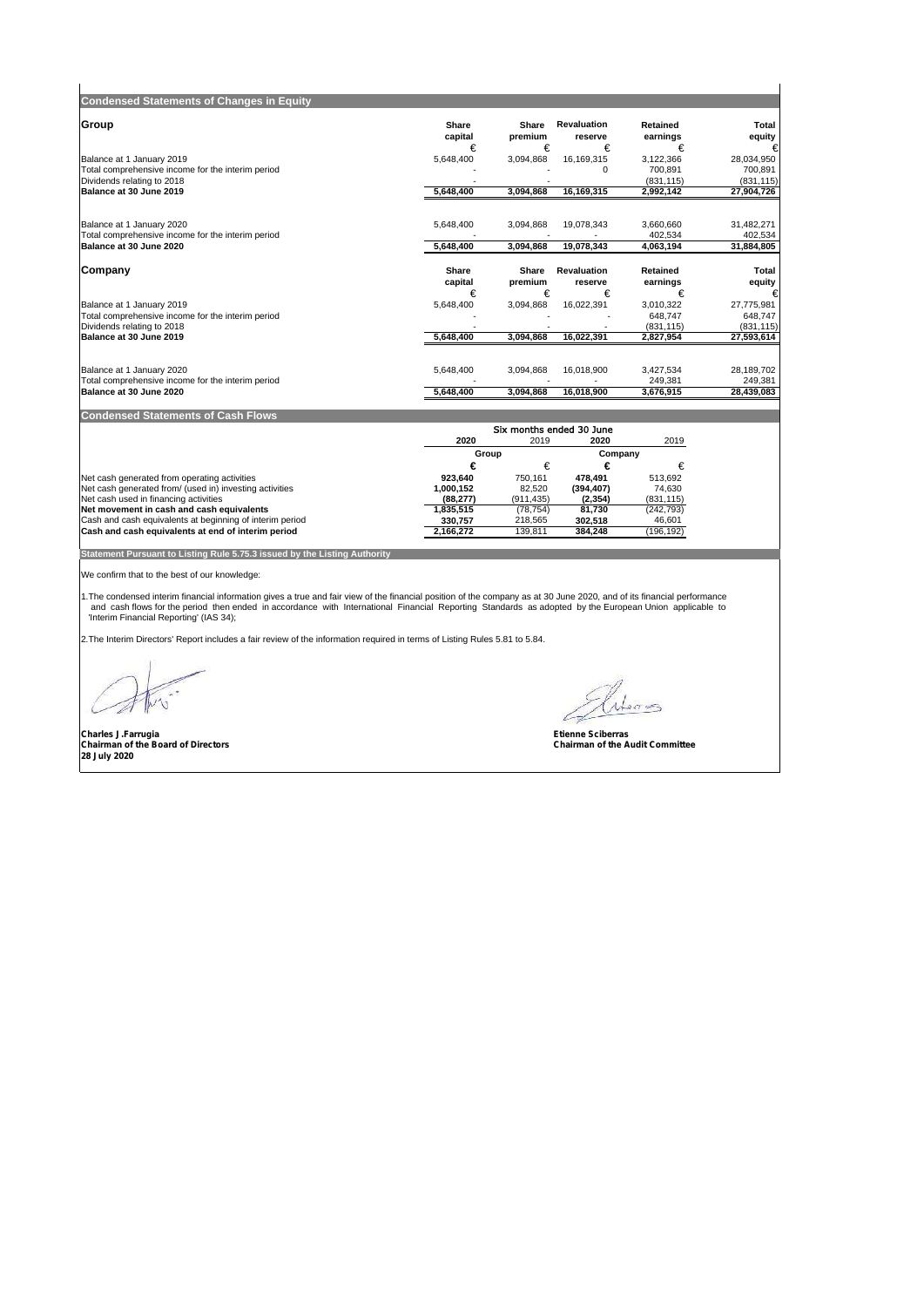## Condensed Statements of Changes in Equity

| Group | Share capital | Share premium | Revaluation reserve | Retained earnings | Total equity |
|---|---|---|---|---|---|
| | € | € | € | € | € |
| Balance at 1 January 2019 | 5,648,400 | 3,094,868 | 16,169,315 | 3,122,366 | 28,034,950 |
| Total comprehensive income for the interim period | - | - | 0 | 700,891 | 700,891 |
| Dividends relating to 2018 | - | - | | (831,115) | (831,115) |
| **Balance at 30 June 2019** | **5,648,400** | **3,094,868** | **16,169,315** | **2,992,142** | **27,904,726** |
| | | | | | |
| Balance at 1 January 2020 | 5,648,400 | 3,094,868 | 19,078,343 | 3,660,660 | 31,482,271 |
| Total comprehensive income for the interim period | - | - | - | 402,534 | 402,534 |
| **Balance at 30 June 2020** | **5,648,400** | **3,094,868** | **19,078,343** | **4,063,194** | **31,884,805** |

| Company | Share capital | Share premium | Revaluation reserve | Retained earnings | Total equity |
|---|---|---|---|---|---|
| | € | € | € | € | € |
| Balance at 1 January 2019 | 5,648,400 | 3,094,868 | 16,022,391 | 3,010,322 | 27,775,981 |
| Total comprehensive income for the interim period | - | - | - | 648,747 | 648,747 |
| Dividends relating to 2018 | - | - | - | (831,115) | (831,115) |
| **Balance at 30 June 2019** | **5,648,400** | **3,094,868** | **16,022,391** | **2,827,954** | **27,593,614** |
| | | | | | |
| Balance at 1 January 2020 | 5,648,400 | 3,094,868 | 16,018,900 | 3,427,534 | 28,189,702 |
| Total comprehensive income for the interim period | - | - | - | 249,381 | 249,381 |
| **Balance at 30 June 2020** | **5,648,400** | **3,094,868** | **16,018,900** | **3,676,915** | **28,439,083** |

## Condensed Statements of Cash Flows

| | Six months ended 30 June | | | |
|---|---|---|---|---|
| | **2020** | 2019 | **2020** | 2019 |
| | Group | | Company | |
| | **€** | € | **€** | € |
| Net cash generated from operating activities | **923,640** | 750,161 | **478,491** | 513,692 |
| Net cash generated from/ (used in) investing activities | **1,000,152** | 82,520 | **(394,407)** | 74,630 |
| Net cash used in financing activities | **(88,277)** | (911,435) | **(2,354)** | (831,115) |
| **Net movement in cash and cash equivalents** | **1,835,515** | (78,754) | **81,730** | (242,793) |
| Cash and cash equivalents at beginning of interim period | **330,757** | 218,565 | **302,518** | 46,601 |
| **Cash and cash equivalents at end of interim period** | **2,166,272** | 139,811 | **384,248** | (196,192) |

## Statement Pursuant to Listing Rule 5.75.3 issued by the Listing Authority

We confirm that to the best of our knowledge:

1. The condensed interim financial information gives a true and fair view of the financial position of the company as at 30 June 2020, and of its financial performance and cash flows for the period then ended in accordance with International Financial Reporting Standards as adopted by the European Union applicable to 'Interim Financial Reporting' (IAS 34);

2. The Interim Directors' Report includes a fair review of the information required in terms of Listing Rules 5.81 to 5.84.

**Charles J.Farrugia**
**Chairman of the Board of Directors**
**28 July 2020**

**Etienne Sciberras**
**Chairman of the Audit Committee**